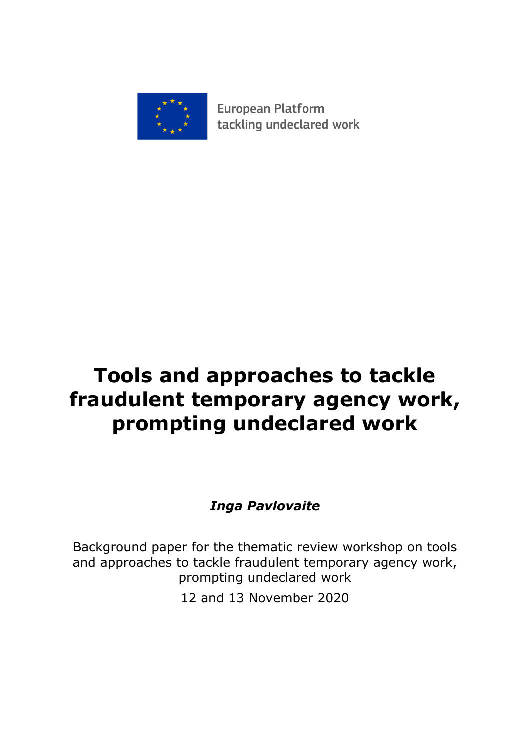European Platform
tackling undeclared work

# Tools and approaches to tackle fraudulent temporary agency work, prompting undeclared work

***Inga Pavlovaite***

Background paper for the thematic review workshop on tools and approaches to tackle fraudulent temporary agency work, prompting undeclared work

12 and 13 November 2020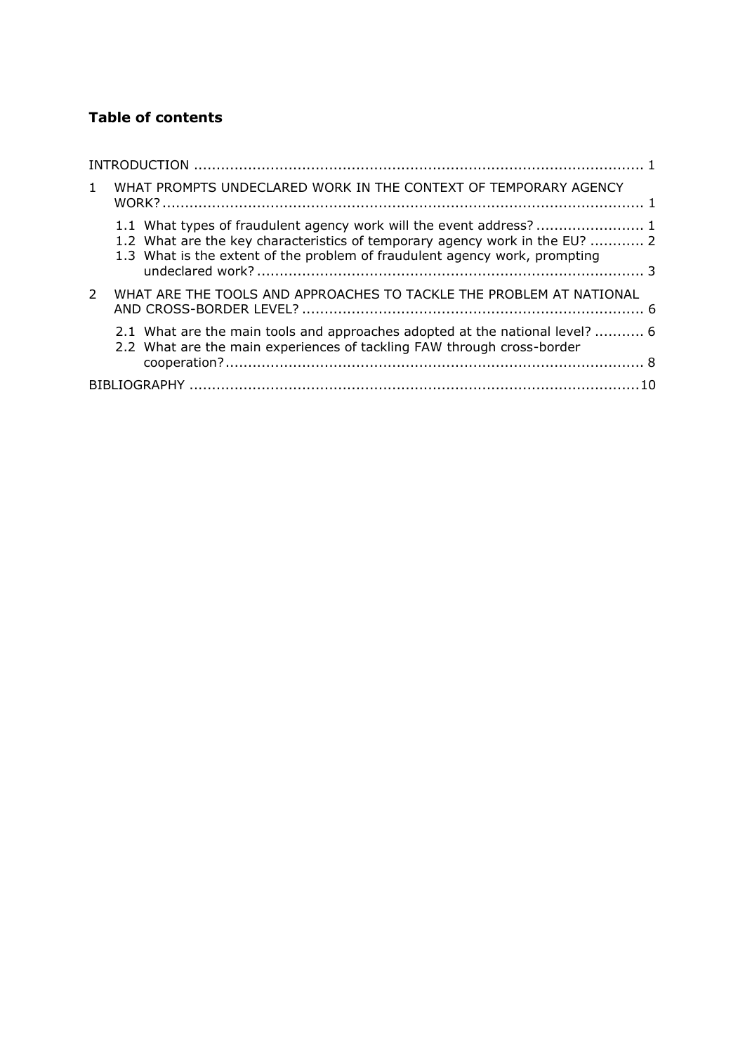**Table of contents**

INTRODUCTION ..................................................................................................... 1

1 WHAT PROMPTS UNDECLARED WORK IN THE CONTEXT OF TEMPORARY AGENCY WORK? ........................................................................................................... 1

- 1.1 What types of fraudulent agency work will the event address? ........................ 1
- 1.2 What are the key characteristics of temporary agency work in the EU? ............ 2
- 1.3 What is the extent of the problem of fraudulent agency work, prompting undeclared work? ...................................................................................... 3

2 WHAT ARE THE TOOLS AND APPROACHES TO TACKLE THE PROBLEM AT NATIONAL AND CROSS-BORDER LEVEL? ............................................................................ 6

- 2.1 What are the main tools and approaches adopted at the national level? ........... 6
- 2.2 What are the main experiences of tackling FAW through cross-border cooperation? ............................................................................................. 8

BIBLIOGRAPHY ....................................................................................................10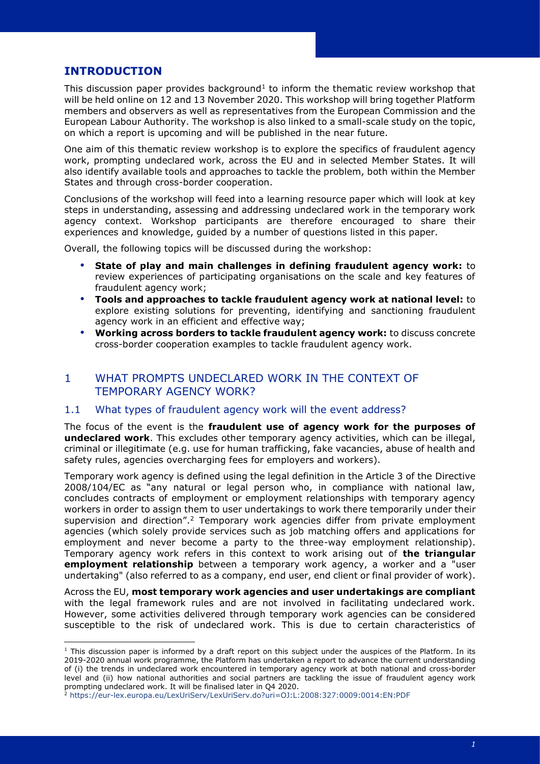## INTRODUCTION

This discussion paper provides background[1] to inform the thematic review workshop that will be held online on 12 and 13 November 2020. This workshop will bring together Platform members and observers as well as representatives from the European Commission and the European Labour Authority. The workshop is also linked to a small-scale study on the topic, on which a report is upcoming and will be published in the near future.

One aim of this thematic review workshop is to explore the specifics of fraudulent agency work, prompting undeclared work, across the EU and in selected Member States. It will also identify available tools and approaches to tackle the problem, both within the Member States and through cross-border cooperation.

Conclusions of the workshop will feed into a learning resource paper which will look at key steps in understanding, assessing and addressing undeclared work in the temporary work agency context. Workshop participants are therefore encouraged to share their experiences and knowledge, guided by a number of questions listed in this paper.

Overall, the following topics will be discussed during the workshop:

- **State of play and main challenges in defining fraudulent agency work:** to review experiences of participating organisations on the scale and key features of fraudulent agency work;
- **Tools and approaches to tackle fraudulent agency work at national level:** to explore existing solutions for preventing, identifying and sanctioning fraudulent agency work in an efficient and effective way;
- **Working across borders to tackle fraudulent agency work:** to discuss concrete cross-border cooperation examples to tackle fraudulent agency work.

## 1 WHAT PROMPTS UNDECLARED WORK IN THE CONTEXT OF TEMPORARY AGENCY WORK?

### 1.1 What types of fraudulent agency work will the event address?

The focus of the event is the **fraudulent use of agency work for the purposes of undeclared work**. This excludes other temporary agency activities, which can be illegal, criminal or illegitimate (e.g. use for human trafficking, fake vacancies, abuse of health and safety rules, agencies overcharging fees for employers and workers).

Temporary work agency is defined using the legal definition in the Article 3 of the Directive 2008/104/EC as "any natural or legal person who, in compliance with national law, concludes contracts of employment or employment relationships with temporary agency workers in order to assign them to user undertakings to work there temporarily under their supervision and direction".[2] Temporary work agencies differ from private employment agencies (which solely provide services such as job matching offers and applications for employment and never become a party to the three-way employment relationship). Temporary agency work refers in this context to work arising out of **the triangular employment relationship** between a temporary work agency, a worker and a "user undertaking" (also referred to as a company, end user, end client or final provider of work).

Across the EU, **most temporary work agencies and user undertakings are compliant** with the legal framework rules and are not involved in facilitating undeclared work. However, some activities delivered through temporary work agencies can be considered susceptible to the risk of undeclared work. This is due to certain characteristics of

---

[1] This discussion paper is informed by a draft report on this subject under the auspices of the Platform. In its 2019-2020 annual work programme, the Platform has undertaken a report to advance the current understanding of (i) the trends in undeclared work encountered in temporary agency work at both national and cross-border level and (ii) how national authorities and social partners are tackling the issue of fraudulent agency work prompting undeclared work. It will be finalised later in Q4 2020.

[2] https://eur-lex.europa.eu/LexUriServ/LexUriServ.do?uri=OJ:L:2008:327:0009:0014:EN:PDF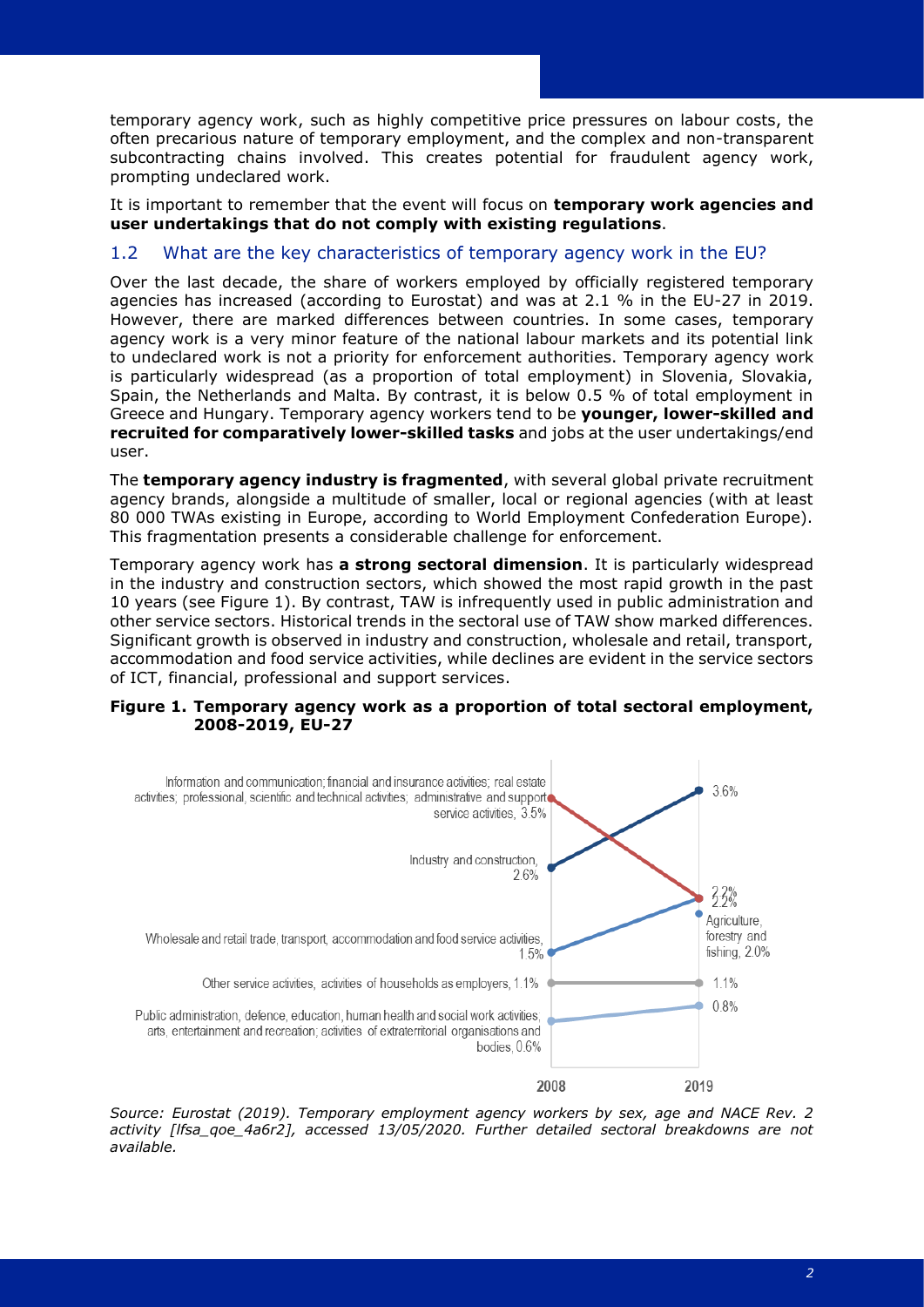temporary agency work, such as highly competitive price pressures on labour costs, the often precarious nature of temporary employment, and the complex and non-transparent subcontracting chains involved. This creates potential for fraudulent agency work, prompting undeclared work.

It is important to remember that the event will focus on **temporary work agencies and user undertakings that do not comply with existing regulations**.

## 1.2 What are the key characteristics of temporary agency work in the EU?

Over the last decade, the share of workers employed by officially registered temporary agencies has increased (according to Eurostat) and was at 2.1 % in the EU-27 in 2019. However, there are marked differences between countries. In some cases, temporary agency work is a very minor feature of the national labour markets and its potential link to undeclared work is not a priority for enforcement authorities. Temporary agency work is particularly widespread (as a proportion of total employment) in Slovenia, Slovakia, Spain, the Netherlands and Malta. By contrast, it is below 0.5 % of total employment in Greece and Hungary. Temporary agency workers tend to be **younger, lower-skilled and recruited for comparatively lower-skilled tasks** and jobs at the user undertakings/end user.

The **temporary agency industry is fragmented**, with several global private recruitment agency brands, alongside a multitude of smaller, local or regional agencies (with at least 80 000 TWAs existing in Europe, according to World Employment Confederation Europe). This fragmentation presents a considerable challenge for enforcement.

Temporary agency work has **a strong sectoral dimension**. It is particularly widespread in the industry and construction sectors, which showed the most rapid growth in the past 10 years (see Figure 1). By contrast, TAW is infrequently used in public administration and other service sectors. Historical trends in the sectoral use of TAW show marked differences. Significant growth is observed in industry and construction, wholesale and retail, transport, accommodation and food service activities, while declines are evident in the service sectors of ICT, financial, professional and support services.

**Figure 1. Temporary agency work as a proportion of total sectoral employment, 2008-2019, EU-27**

| Sector | 2008 | 2019 |
|---|---|---|
| Information and communication; financial and insurance activities; real estate activities; professional, scientific and technical activities; administrative and support service activities | 3.5% | 2.2% |
| Industry and construction | 2.6% | 3.6% |
| Wholesale and retail trade, transport, accommodation and food service activities | 1.5% | 2.2% |
| Agriculture, forestry and fishing | | 2.0% |
| Other service activities, activities of households as employers | 1.1% | 1.1% |
| Public administration, defence, education, human health and social work activities; arts, entertainment and recreation; activities of extraterritorial organisations and bodies | 0.6% | 0.8% |

*Source: Eurostat (2019). Temporary employment agency workers by sex, age and NACE Rev. 2 activity [lfsa_qoe_4a6r2], accessed 13/05/2020. Further detailed sectoral breakdowns are not available.*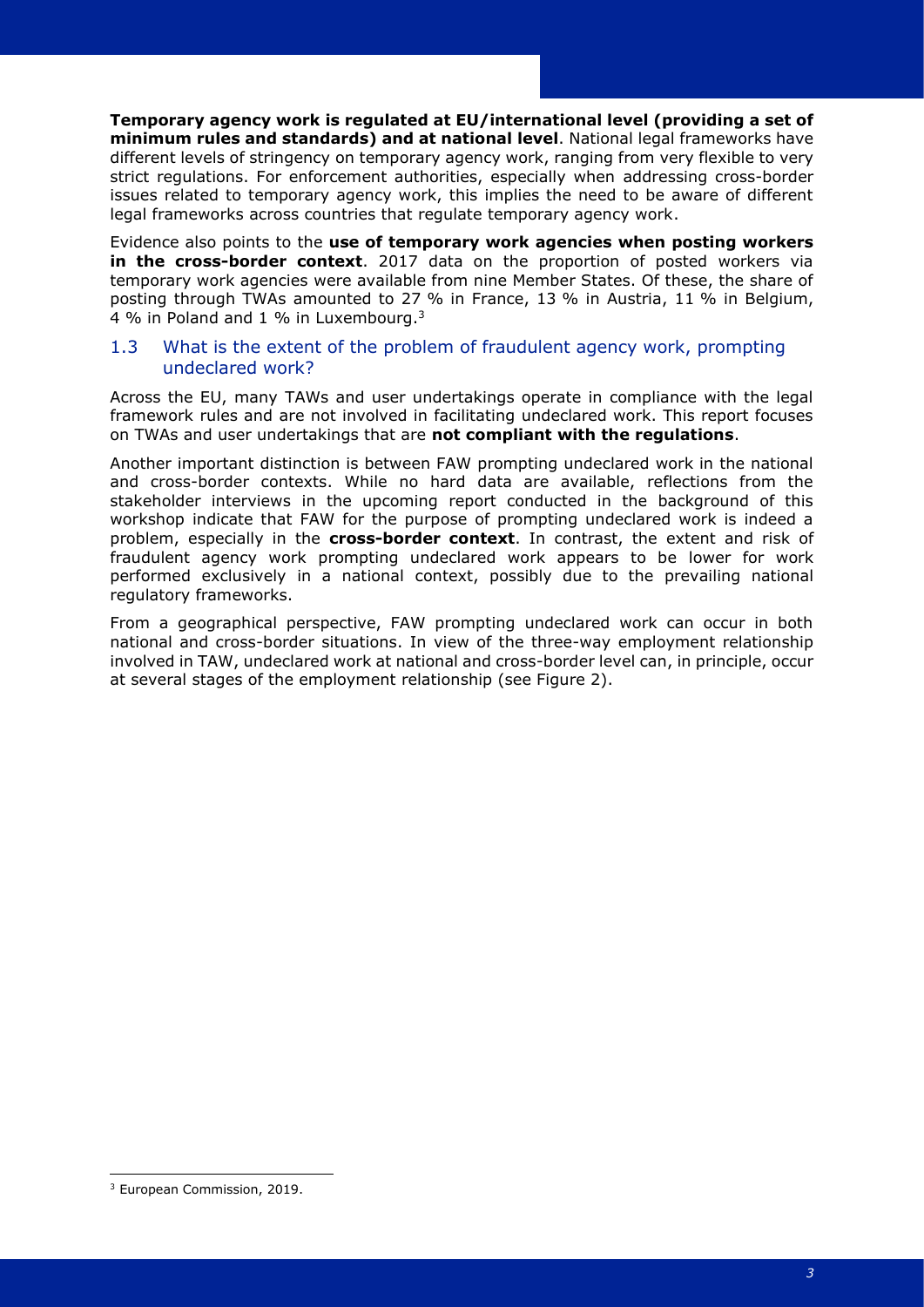**Temporary agency work is regulated at EU/international level (providing a set of minimum rules and standards) and at national level**. National legal frameworks have different levels of stringency on temporary agency work, ranging from very flexible to very strict regulations. For enforcement authorities, especially when addressing cross-border issues related to temporary agency work, this implies the need to be aware of different legal frameworks across countries that regulate temporary agency work.

Evidence also points to the **use of temporary work agencies when posting workers in the cross-border context**. 2017 data on the proportion of posted workers via temporary work agencies were available from nine Member States. Of these, the share of posting through TWAs amounted to 27 % in France, 13 % in Austria, 11 % in Belgium, 4 % in Poland and 1 % in Luxembourg.[3]

## 1.3 What is the extent of the problem of fraudulent agency work, prompting undeclared work?

Across the EU, many TAWs and user undertakings operate in compliance with the legal framework rules and are not involved in facilitating undeclared work. This report focuses on TWAs and user undertakings that are **not compliant with the regulations**.

Another important distinction is between FAW prompting undeclared work in the national and cross-border contexts. While no hard data are available, reflections from the stakeholder interviews in the upcoming report conducted in the background of this workshop indicate that FAW for the purpose of prompting undeclared work is indeed a problem, especially in the **cross-border context**. In contrast, the extent and risk of fraudulent agency work prompting undeclared work appears to be lower for work performed exclusively in a national context, possibly due to the prevailing national regulatory frameworks.

From a geographical perspective, FAW prompting undeclared work can occur in both national and cross-border situations. In view of the three-way employment relationship involved in TAW, undeclared work at national and cross-border level can, in principle, occur at several stages of the employment relationship (see Figure 2).

[3] European Commission, 2019.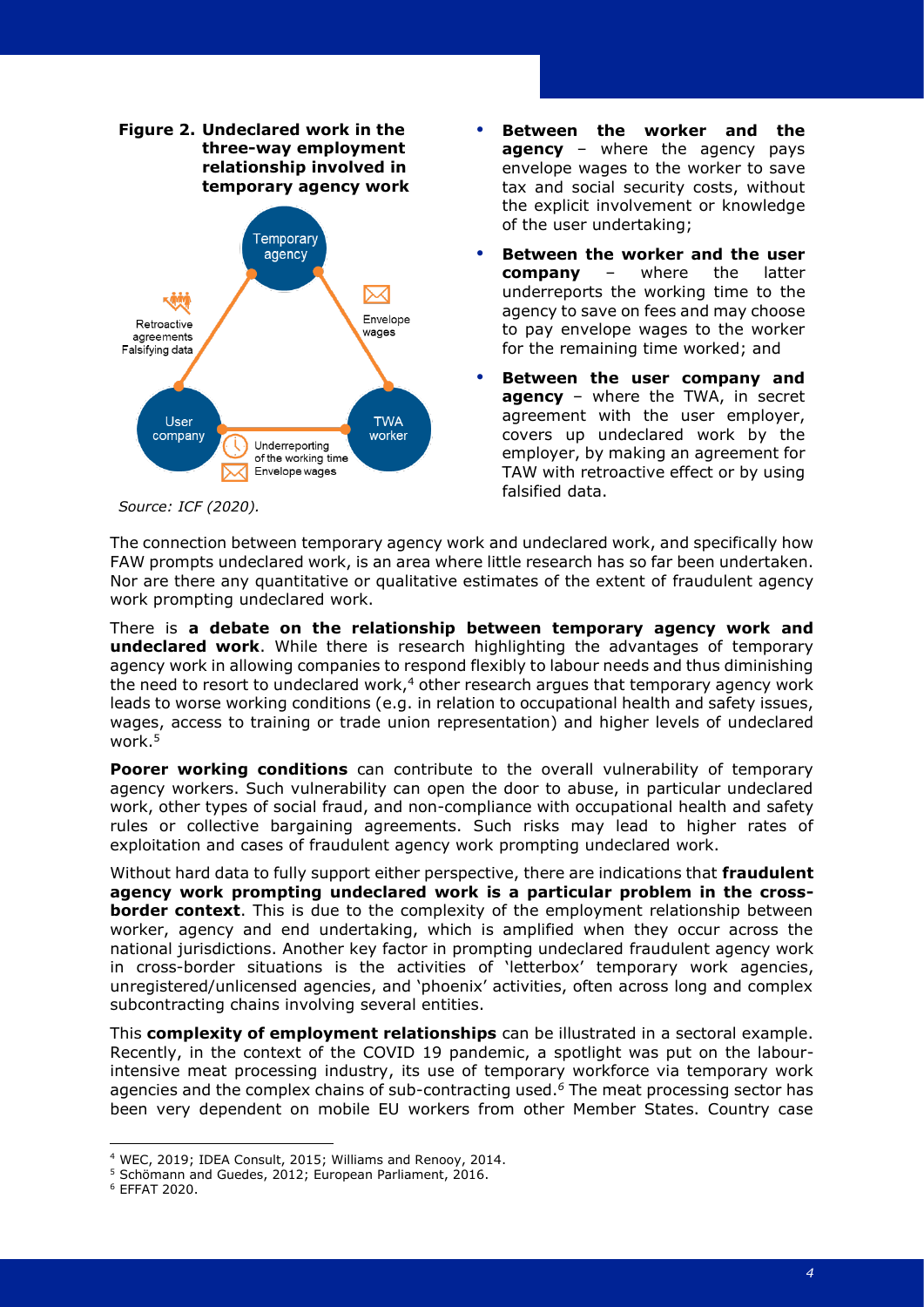**Figure 2. Undeclared work in the three-way employment relationship involved in temporary agency work**

Temporary agency

Retroactive agreements
Falsifying data

Envelope wages

User company

TWA worker

Underreporting of the working time
Envelope wages

*Source: ICF (2020).*

- **Between the worker and the agency** – where the agency pays envelope wages to the worker to save tax and social security costs, without the explicit involvement or knowledge of the user undertaking;
- **Between the worker and the user company** – where the latter underreports the working time to the agency to save on fees and may choose to pay envelope wages to the worker for the remaining time worked; and
- **Between the user company and agency** – where the TWA, in secret agreement with the user employer, covers up undeclared work by the employer, by making an agreement for TAW with retroactive effect or by using falsified data.

The connection between temporary agency work and undeclared work, and specifically how FAW prompts undeclared work, is an area where little research has so far been undertaken. Nor are there any quantitative or qualitative estimates of the extent of fraudulent agency work prompting undeclared work.

There is **a debate on the relationship between temporary agency work and undeclared work**. While there is research highlighting the advantages of temporary agency work in allowing companies to respond flexibly to labour needs and thus diminishing the need to resort to undeclared work,[4] other research argues that temporary agency work leads to worse working conditions (e.g. in relation to occupational health and safety issues, wages, access to training or trade union representation) and higher levels of undeclared work.[5]

**Poorer working conditions** can contribute to the overall vulnerability of temporary agency workers. Such vulnerability can open the door to abuse, in particular undeclared work, other types of social fraud, and non-compliance with occupational health and safety rules or collective bargaining agreements. Such risks may lead to higher rates of exploitation and cases of fraudulent agency work prompting undeclared work.

Without hard data to fully support either perspective, there are indications that **fraudulent agency work prompting undeclared work is a particular problem in the cross-border context**. This is due to the complexity of the employment relationship between worker, agency and end undertaking, which is amplified when they occur across the national jurisdictions. Another key factor in prompting undeclared fraudulent agency work in cross-border situations is the activities of 'letterbox' temporary work agencies, unregistered/unlicensed agencies, and 'phoenix' activities, often across long and complex subcontracting chains involving several entities.

This **complexity of employment relationships** can be illustrated in a sectoral example. Recently, in the context of the COVID 19 pandemic, a spotlight was put on the labour-intensive meat processing industry, its use of temporary workforce via temporary work agencies and the complex chains of sub-contracting used.[6] The meat processing sector has been very dependent on mobile EU workers from other Member States. Country case

[4] WEC, 2019; IDEA Consult, 2015; Williams and Renooy, 2014.
[5] Schömann and Guedes, 2012; European Parliament, 2016.
[6] EFFAT 2020.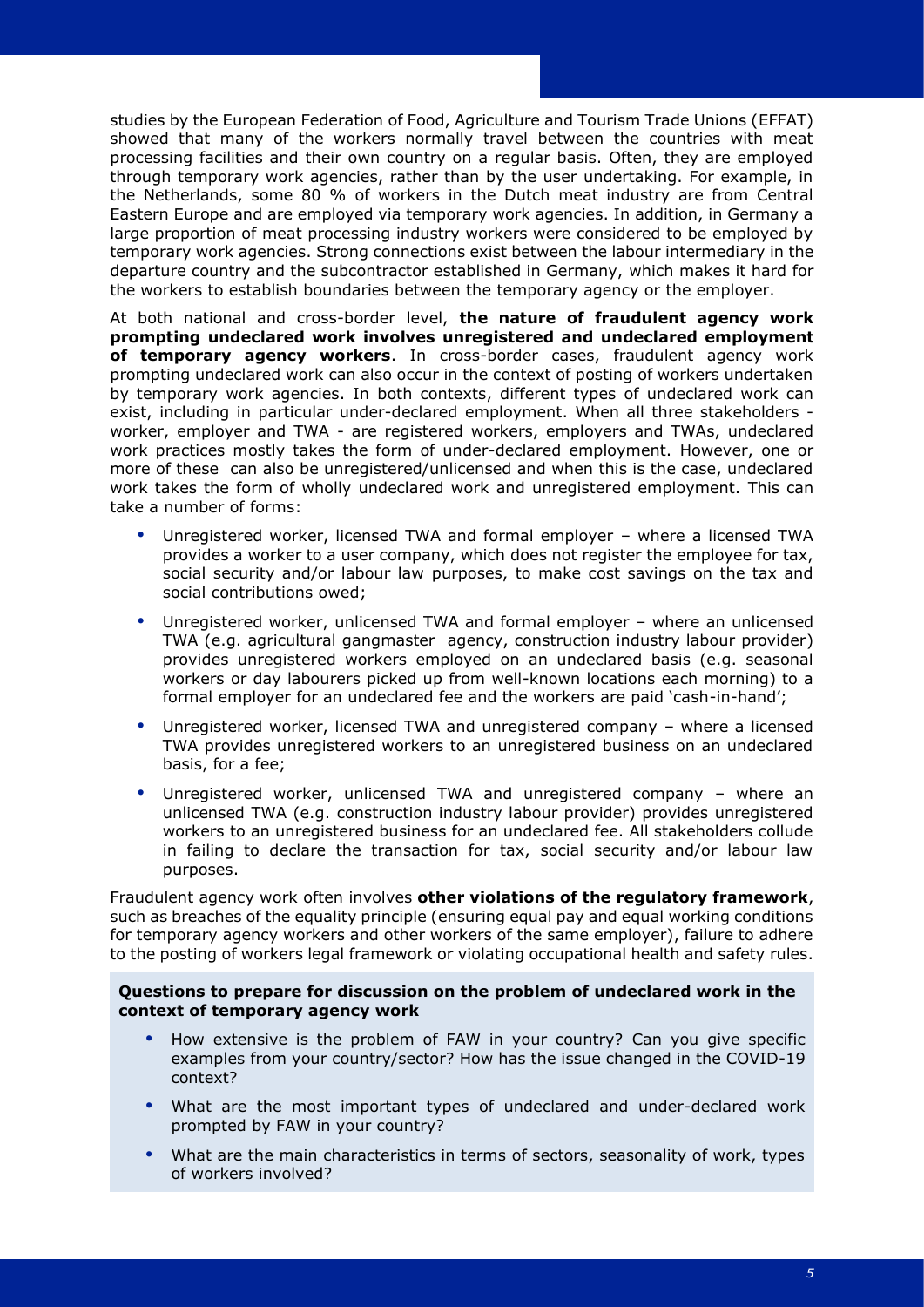studies by the European Federation of Food, Agriculture and Tourism Trade Unions (EFFAT) showed that many of the workers normally travel between the countries with meat processing facilities and their own country on a regular basis. Often, they are employed through temporary work agencies, rather than by the user undertaking. For example, in the Netherlands, some 80 % of workers in the Dutch meat industry are from Central Eastern Europe and are employed via temporary work agencies. In addition, in Germany a large proportion of meat processing industry workers were considered to be employed by temporary work agencies. Strong connections exist between the labour intermediary in the departure country and the subcontractor established in Germany, which makes it hard for the workers to establish boundaries between the temporary agency or the employer.

At both national and cross-border level, **the nature of fraudulent agency work prompting undeclared work involves unregistered and undeclared employment of temporary agency workers**. In cross-border cases, fraudulent agency work prompting undeclared work can also occur in the context of posting of workers undertaken by temporary work agencies. In both contexts, different types of undeclared work can exist, including in particular under-declared employment. When all three stakeholders - worker, employer and TWA - are registered workers, employers and TWAs, undeclared work practices mostly takes the form of under-declared employment. However, one or more of these can also be unregistered/unlicensed and when this is the case, undeclared work takes the form of wholly undeclared work and unregistered employment. This can take a number of forms:

- Unregistered worker, licensed TWA and formal employer – where a licensed TWA provides a worker to a user company, which does not register the employee for tax, social security and/or labour law purposes, to make cost savings on the tax and social contributions owed;
- Unregistered worker, unlicensed TWA and formal employer – where an unlicensed TWA (e.g. agricultural gangmaster agency, construction industry labour provider) provides unregistered workers employed on an undeclared basis (e.g. seasonal workers or day labourers picked up from well-known locations each morning) to a formal employer for an undeclared fee and the workers are paid 'cash-in-hand';
- Unregistered worker, licensed TWA and unregistered company – where a licensed TWA provides unregistered workers to an unregistered business on an undeclared basis, for a fee;
- Unregistered worker, unlicensed TWA and unregistered company – where an unlicensed TWA (e.g. construction industry labour provider) provides unregistered workers to an unregistered business for an undeclared fee. All stakeholders collude in failing to declare the transaction for tax, social security and/or labour law purposes.

Fraudulent agency work often involves **other violations of the regulatory framework**, such as breaches of the equality principle (ensuring equal pay and equal working conditions for temporary agency workers and other workers of the same employer), failure to adhere to the posting of workers legal framework or violating occupational health and safety rules.

**Questions to prepare for discussion on the problem of undeclared work in the context of temporary agency work**

- How extensive is the problem of FAW in your country? Can you give specific examples from your country/sector? How has the issue changed in the COVID-19 context?
- What are the most important types of undeclared and under-declared work prompted by FAW in your country?
- What are the main characteristics in terms of sectors, seasonality of work, types of workers involved?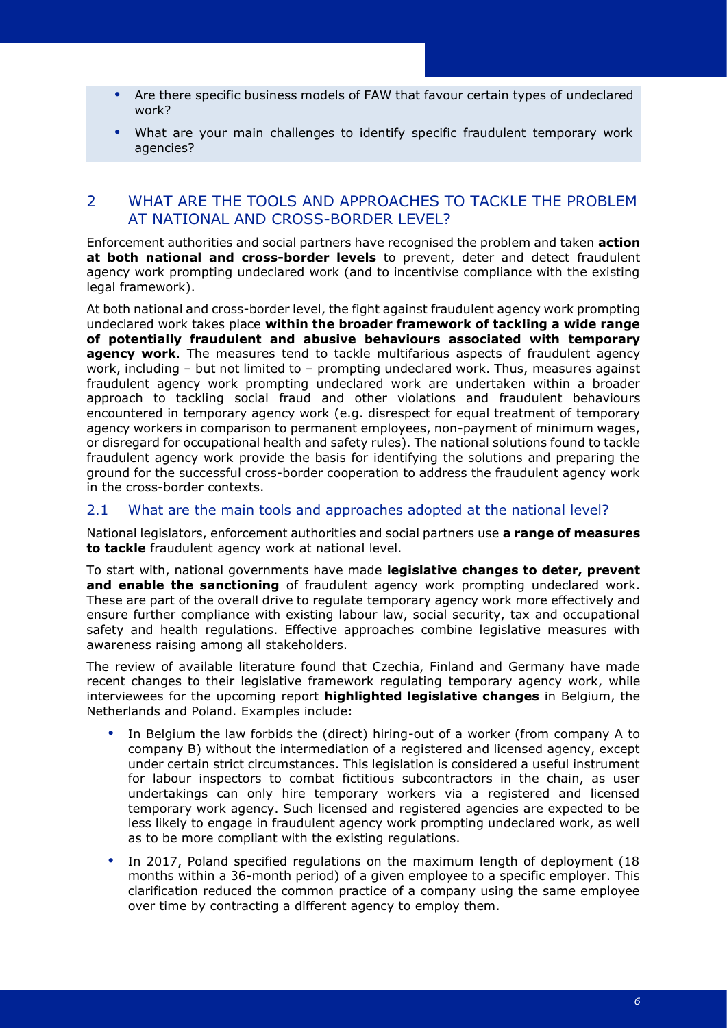- Are there specific business models of FAW that favour certain types of undeclared work?
- What are your main challenges to identify specific fraudulent temporary work agencies?

## 2 WHAT ARE THE TOOLS AND APPROACHES TO TACKLE THE PROBLEM AT NATIONAL AND CROSS-BORDER LEVEL?

Enforcement authorities and social partners have recognised the problem and taken **action at both national and cross-border levels** to prevent, deter and detect fraudulent agency work prompting undeclared work (and to incentivise compliance with the existing legal framework).

At both national and cross-border level, the fight against fraudulent agency work prompting undeclared work takes place **within the broader framework of tackling a wide range of potentially fraudulent and abusive behaviours associated with temporary agency work**. The measures tend to tackle multifarious aspects of fraudulent agency work, including – but not limited to – prompting undeclared work. Thus, measures against fraudulent agency work prompting undeclared work are undertaken within a broader approach to tackling social fraud and other violations and fraudulent behaviours encountered in temporary agency work (e.g. disrespect for equal treatment of temporary agency workers in comparison to permanent employees, non-payment of minimum wages, or disregard for occupational health and safety rules). The national solutions found to tackle fraudulent agency work provide the basis for identifying the solutions and preparing the ground for the successful cross-border cooperation to address the fraudulent agency work in the cross-border contexts.

### 2.1 What are the main tools and approaches adopted at the national level?

National legislators, enforcement authorities and social partners use **a range of measures to tackle** fraudulent agency work at national level.

To start with, national governments have made **legislative changes to deter, prevent and enable the sanctioning** of fraudulent agency work prompting undeclared work. These are part of the overall drive to regulate temporary agency work more effectively and ensure further compliance with existing labour law, social security, tax and occupational safety and health regulations. Effective approaches combine legislative measures with awareness raising among all stakeholders.

The review of available literature found that Czechia, Finland and Germany have made recent changes to their legislative framework regulating temporary agency work, while interviewees for the upcoming report **highlighted legislative changes** in Belgium, the Netherlands and Poland. Examples include:

- In Belgium the law forbids the (direct) hiring-out of a worker (from company A to company B) without the intermediation of a registered and licensed agency, except under certain strict circumstances. This legislation is considered a useful instrument for labour inspectors to combat fictitious subcontractors in the chain, as user undertakings can only hire temporary workers via a registered and licensed temporary work agency. Such licensed and registered agencies are expected to be less likely to engage in fraudulent agency work prompting undeclared work, as well as to be more compliant with the existing regulations.
- In 2017, Poland specified regulations on the maximum length of deployment (18 months within a 36-month period) of a given employee to a specific employer. This clarification reduced the common practice of a company using the same employee over time by contracting a different agency to employ them.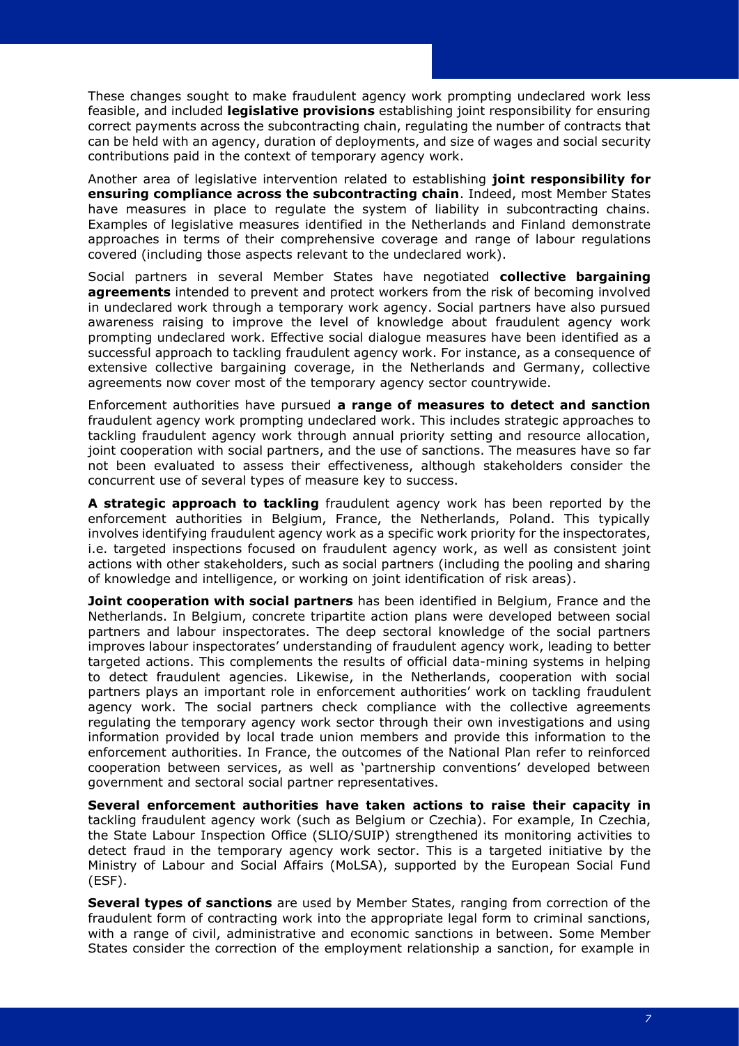These changes sought to make fraudulent agency work prompting undeclared work less feasible, and included **legislative provisions** establishing joint responsibility for ensuring correct payments across the subcontracting chain, regulating the number of contracts that can be held with an agency, duration of deployments, and size of wages and social security contributions paid in the context of temporary agency work.

Another area of legislative intervention related to establishing **joint responsibility for ensuring compliance across the subcontracting chain**. Indeed, most Member States have measures in place to regulate the system of liability in subcontracting chains. Examples of legislative measures identified in the Netherlands and Finland demonstrate approaches in terms of their comprehensive coverage and range of labour regulations covered (including those aspects relevant to the undeclared work).

Social partners in several Member States have negotiated **collective bargaining agreements** intended to prevent and protect workers from the risk of becoming involved in undeclared work through a temporary work agency. Social partners have also pursued awareness raising to improve the level of knowledge about fraudulent agency work prompting undeclared work. Effective social dialogue measures have been identified as a successful approach to tackling fraudulent agency work. For instance, as a consequence of extensive collective bargaining coverage, in the Netherlands and Germany, collective agreements now cover most of the temporary agency sector countrywide.

Enforcement authorities have pursued **a range of measures to detect and sanction** fraudulent agency work prompting undeclared work. This includes strategic approaches to tackling fraudulent agency work through annual priority setting and resource allocation, joint cooperation with social partners, and the use of sanctions. The measures have so far not been evaluated to assess their effectiveness, although stakeholders consider the concurrent use of several types of measure key to success.

**A strategic approach to tackling** fraudulent agency work has been reported by the enforcement authorities in Belgium, France, the Netherlands, Poland. This typically involves identifying fraudulent agency work as a specific work priority for the inspectorates, i.e. targeted inspections focused on fraudulent agency work, as well as consistent joint actions with other stakeholders, such as social partners (including the pooling and sharing of knowledge and intelligence, or working on joint identification of risk areas).

**Joint cooperation with social partners** has been identified in Belgium, France and the Netherlands. In Belgium, concrete tripartite action plans were developed between social partners and labour inspectorates. The deep sectoral knowledge of the social partners improves labour inspectorates' understanding of fraudulent agency work, leading to better targeted actions. This complements the results of official data-mining systems in helping to detect fraudulent agencies. Likewise, in the Netherlands, cooperation with social partners plays an important role in enforcement authorities' work on tackling fraudulent agency work. The social partners check compliance with the collective agreements regulating the temporary agency work sector through their own investigations and using information provided by local trade union members and provide this information to the enforcement authorities. In France, the outcomes of the National Plan refer to reinforced cooperation between services, as well as 'partnership conventions' developed between government and sectoral social partner representatives.

**Several enforcement authorities have taken actions to raise their capacity in** tackling fraudulent agency work (such as Belgium or Czechia). For example, In Czechia, the State Labour Inspection Office (SLIO/SUIP) strengthened its monitoring activities to detect fraud in the temporary agency work sector. This is a targeted initiative by the Ministry of Labour and Social Affairs (MoLSA), supported by the European Social Fund (ESF).

**Several types of sanctions** are used by Member States, ranging from correction of the fraudulent form of contracting work into the appropriate legal form to criminal sanctions, with a range of civil, administrative and economic sanctions in between. Some Member States consider the correction of the employment relationship a sanction, for example in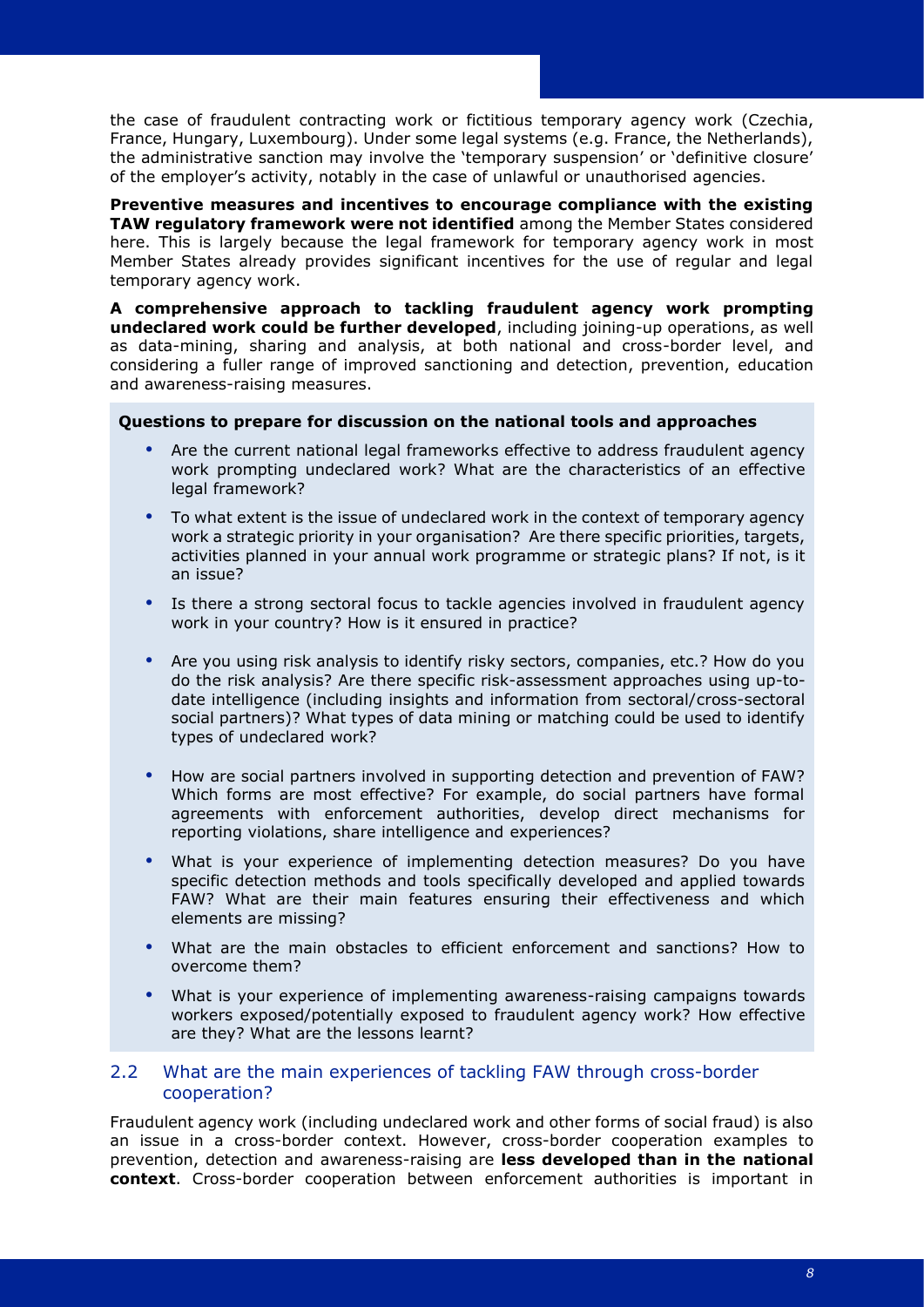the case of fraudulent contracting work or fictitious temporary agency work (Czechia, France, Hungary, Luxembourg). Under some legal systems (e.g. France, the Netherlands), the administrative sanction may involve the 'temporary suspension' or 'definitive closure' of the employer's activity, notably in the case of unlawful or unauthorised agencies.

**Preventive measures and incentives to encourage compliance with the existing TAW regulatory framework were not identified** among the Member States considered here. This is largely because the legal framework for temporary agency work in most Member States already provides significant incentives for the use of regular and legal temporary agency work.

**A comprehensive approach to tackling fraudulent agency work prompting undeclared work could be further developed**, including joining-up operations, as well as data-mining, sharing and analysis, at both national and cross-border level, and considering a fuller range of improved sanctioning and detection, prevention, education and awareness-raising measures.

**Questions to prepare for discussion on the national tools and approaches**

- Are the current national legal frameworks effective to address fraudulent agency work prompting undeclared work? What are the characteristics of an effective legal framework?
- To what extent is the issue of undeclared work in the context of temporary agency work a strategic priority in your organisation? Are there specific priorities, targets, activities planned in your annual work programme or strategic plans? If not, is it an issue?
- Is there a strong sectoral focus to tackle agencies involved in fraudulent agency work in your country? How is it ensured in practice?
- Are you using risk analysis to identify risky sectors, companies, etc.? How do you do the risk analysis? Are there specific risk-assessment approaches using up-to-date intelligence (including insights and information from sectoral/cross-sectoral social partners)? What types of data mining or matching could be used to identify types of undeclared work?
- How are social partners involved in supporting detection and prevention of FAW? Which forms are most effective? For example, do social partners have formal agreements with enforcement authorities, develop direct mechanisms for reporting violations, share intelligence and experiences?
- What is your experience of implementing detection measures? Do you have specific detection methods and tools specifically developed and applied towards FAW? What are their main features ensuring their effectiveness and which elements are missing?
- What are the main obstacles to efficient enforcement and sanctions? How to overcome them?
- What is your experience of implementing awareness-raising campaigns towards workers exposed/potentially exposed to fraudulent agency work? How effective are they? What are the lessons learnt?

## 2.2 What are the main experiences of tackling FAW through cross-border cooperation?

Fraudulent agency work (including undeclared work and other forms of social fraud) is also an issue in a cross-border context. However, cross-border cooperation examples to prevention, detection and awareness-raising are **less developed than in the national context**. Cross-border cooperation between enforcement authorities is important in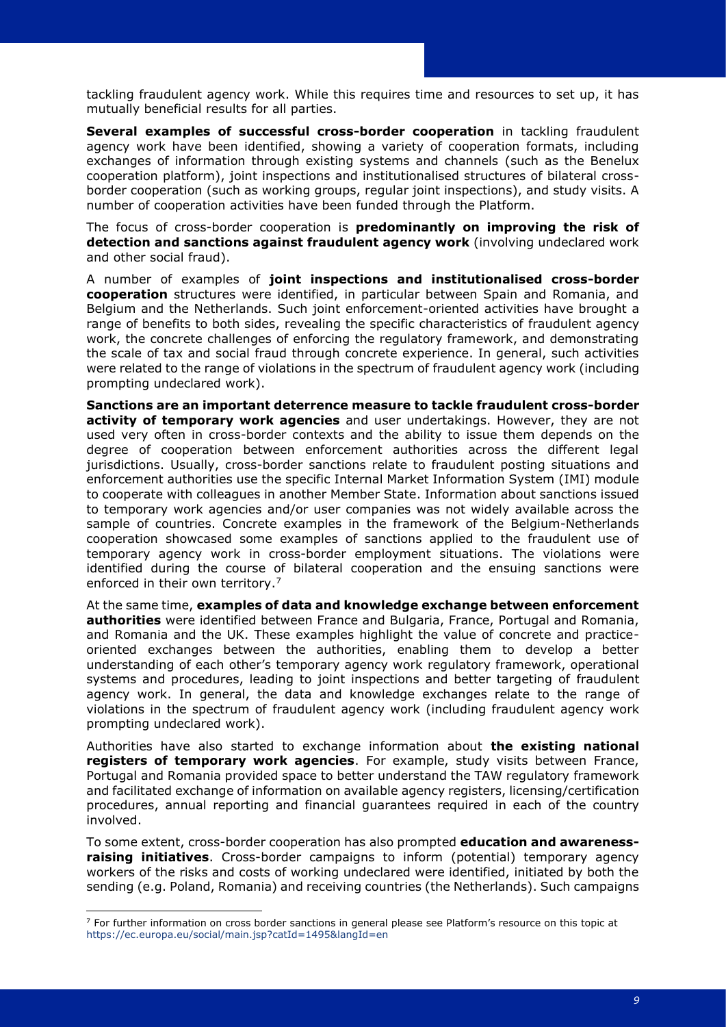tackling fraudulent agency work. While this requires time and resources to set up, it has mutually beneficial results for all parties.

**Several examples of successful cross-border cooperation** in tackling fraudulent agency work have been identified, showing a variety of cooperation formats, including exchanges of information through existing systems and channels (such as the Benelux cooperation platform), joint inspections and institutionalised structures of bilateral cross-border cooperation (such as working groups, regular joint inspections), and study visits. A number of cooperation activities have been funded through the Platform.

The focus of cross-border cooperation is **predominantly on improving the risk of detection and sanctions against fraudulent agency work** (involving undeclared work and other social fraud).

A number of examples of **joint inspections and institutionalised cross-border cooperation** structures were identified, in particular between Spain and Romania, and Belgium and the Netherlands. Such joint enforcement-oriented activities have brought a range of benefits to both sides, revealing the specific characteristics of fraudulent agency work, the concrete challenges of enforcing the regulatory framework, and demonstrating the scale of tax and social fraud through concrete experience. In general, such activities were related to the range of violations in the spectrum of fraudulent agency work (including prompting undeclared work).

**Sanctions are an important deterrence measure to tackle fraudulent cross-border activity of temporary work agencies** and user undertakings. However, they are not used very often in cross-border contexts and the ability to issue them depends on the degree of cooperation between enforcement authorities across the different legal jurisdictions. Usually, cross-border sanctions relate to fraudulent posting situations and enforcement authorities use the specific Internal Market Information System (IMI) module to cooperate with colleagues in another Member State. Information about sanctions issued to temporary work agencies and/or user companies was not widely available across the sample of countries. Concrete examples in the framework of the Belgium-Netherlands cooperation showcased some examples of sanctions applied to the fraudulent use of temporary agency work in cross-border employment situations. The violations were identified during the course of bilateral cooperation and the ensuing sanctions were enforced in their own territory.[7]

At the same time, **examples of data and knowledge exchange between enforcement authorities** were identified between France and Bulgaria, France, Portugal and Romania, and Romania and the UK. These examples highlight the value of concrete and practice-oriented exchanges between the authorities, enabling them to develop a better understanding of each other's temporary agency work regulatory framework, operational systems and procedures, leading to joint inspections and better targeting of fraudulent agency work. In general, the data and knowledge exchanges relate to the range of violations in the spectrum of fraudulent agency work (including fraudulent agency work prompting undeclared work).

Authorities have also started to exchange information about **the existing national registers of temporary work agencies**. For example, study visits between France, Portugal and Romania provided space to better understand the TAW regulatory framework and facilitated exchange of information on available agency registers, licensing/certification procedures, annual reporting and financial guarantees required in each of the country involved.

To some extent, cross-border cooperation has also prompted **education and awareness-raising initiatives**. Cross-border campaigns to inform (potential) temporary agency workers of the risks and costs of working undeclared were identified, initiated by both the sending (e.g. Poland, Romania) and receiving countries (the Netherlands). Such campaigns

[7] For further information on cross border sanctions in general please see Platform's resource on this topic at https://ec.europa.eu/social/main.jsp?catId=1495&langId=en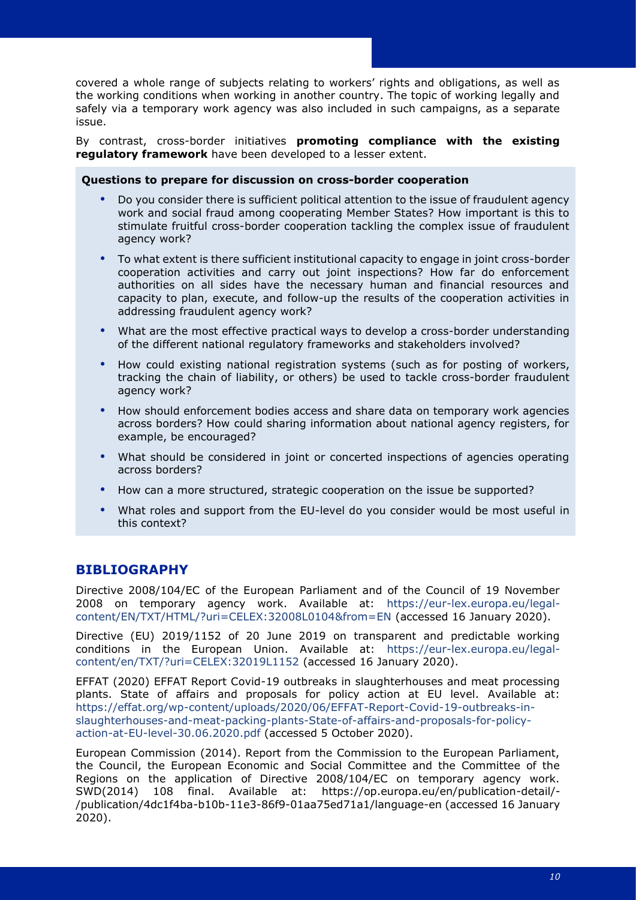covered a whole range of subjects relating to workers' rights and obligations, as well as the working conditions when working in another country. The topic of working legally and safely via a temporary work agency was also included in such campaigns, as a separate issue.

By contrast, cross-border initiatives **promoting compliance with the existing regulatory framework** have been developed to a lesser extent.

**Questions to prepare for discussion on cross-border cooperation**

- Do you consider there is sufficient political attention to the issue of fraudulent agency work and social fraud among cooperating Member States? How important is this to stimulate fruitful cross-border cooperation tackling the complex issue of fraudulent agency work?
- To what extent is there sufficient institutional capacity to engage in joint cross-border cooperation activities and carry out joint inspections? How far do enforcement authorities on all sides have the necessary human and financial resources and capacity to plan, execute, and follow-up the results of the cooperation activities in addressing fraudulent agency work?
- What are the most effective practical ways to develop a cross-border understanding of the different national regulatory frameworks and stakeholders involved?
- How could existing national registration systems (such as for posting of workers, tracking the chain of liability, or others) be used to tackle cross-border fraudulent agency work?
- How should enforcement bodies access and share data on temporary work agencies across borders? How could sharing information about national agency registers, for example, be encouraged?
- What should be considered in joint or concerted inspections of agencies operating across borders?
- How can a more structured, strategic cooperation on the issue be supported?
- What roles and support from the EU-level do you consider would be most useful in this context?

## BIBLIOGRAPHY

Directive 2008/104/EC of the European Parliament and of the Council of 19 November 2008 on temporary agency work. Available at: https://eur-lex.europa.eu/legal-content/EN/TXT/HTML/?uri=CELEX:32008L0104&from=EN (accessed 16 January 2020).

Directive (EU) 2019/1152 of 20 June 2019 on transparent and predictable working conditions in the European Union. Available at: https://eur-lex.europa.eu/legal-content/en/TXT/?uri=CELEX:32019L1152 (accessed 16 January 2020).

EFFAT (2020) EFFAT Report Covid-19 outbreaks in slaughterhouses and meat processing plants. State of affairs and proposals for policy action at EU level. Available at: https://effat.org/wp-content/uploads/2020/06/EFFAT-Report-Covid-19-outbreaks-in-slaughterhouses-and-meat-packing-plants-State-of-affairs-and-proposals-for-policy-action-at-EU-level-30.06.2020.pdf (accessed 5 October 2020).

European Commission (2014). Report from the Commission to the European Parliament, the Council, the European Economic and Social Committee and the Committee of the Regions on the application of Directive 2008/104/EC on temporary agency work. SWD(2014) 108 final. Available at: https://op.europa.eu/en/publication-detail/-/publication/4dc1f4ba-b10b-11e3-86f9-01aa75ed71a1/language-en (accessed 16 January 2020).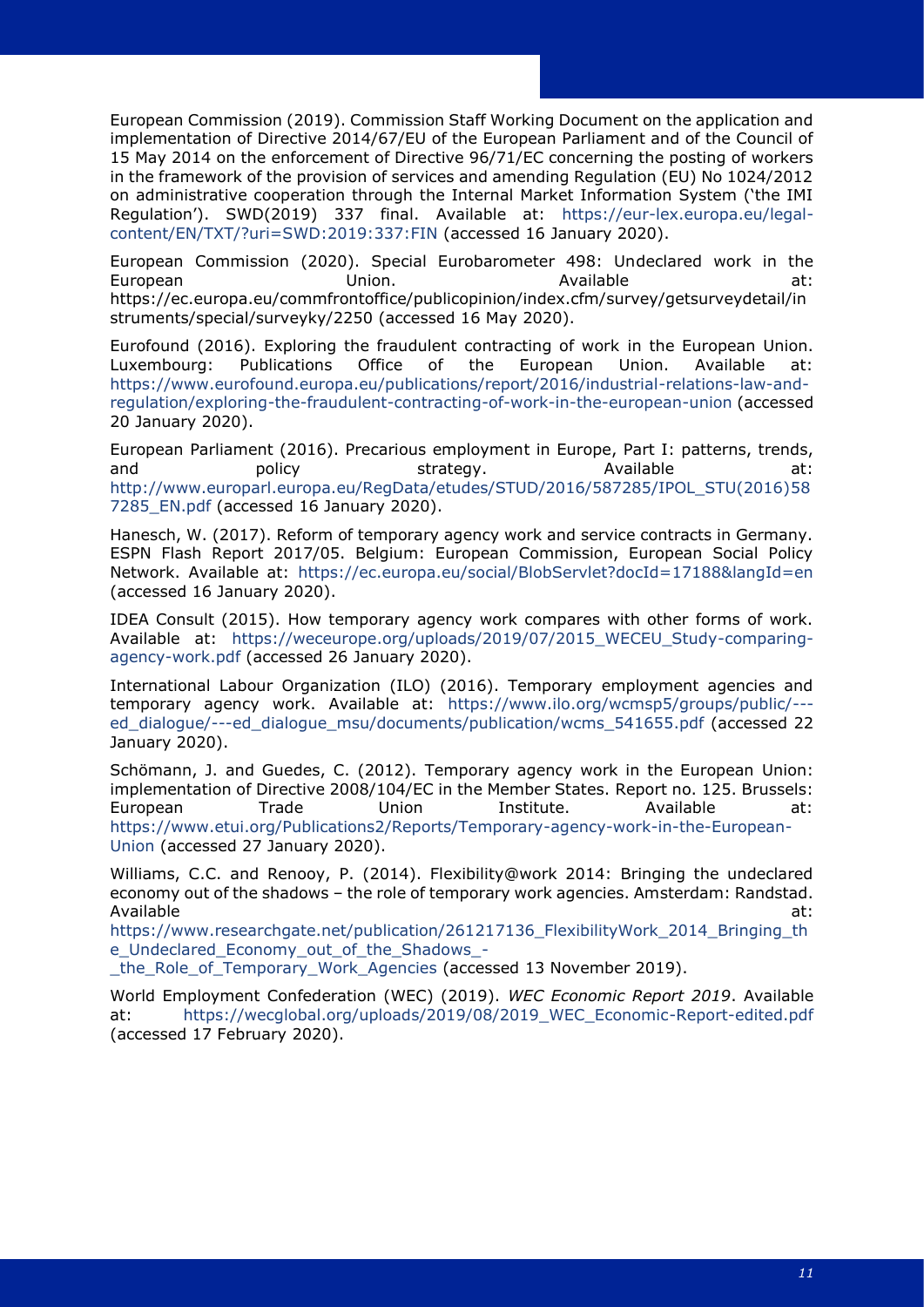European Commission (2019). Commission Staff Working Document on the application and implementation of Directive 2014/67/EU of the European Parliament and of the Council of 15 May 2014 on the enforcement of Directive 96/71/EC concerning the posting of workers in the framework of the provision of services and amending Regulation (EU) No 1024/2012 on administrative cooperation through the Internal Market Information System ('the IMI Regulation'). SWD(2019) 337 final. Available at: https://eur-lex.europa.eu/legal-content/EN/TXT/?uri=SWD:2019:337:FIN (accessed 16 January 2020).

European Commission (2020). Special Eurobarometer 498: Undeclared work in the European Union. Available at: https://ec.europa.eu/commfrontoffice/publicopinion/index.cfm/survey/getsurveydetail/instruments/special/surveyky/2250 (accessed 16 May 2020).

Eurofound (2016). Exploring the fraudulent contracting of work in the European Union. Luxembourg: Publications Office of the European Union. Available at: https://www.eurofound.europa.eu/publications/report/2016/industrial-relations-law-and-regulation/exploring-the-fraudulent-contracting-of-work-in-the-european-union (accessed 20 January 2020).

European Parliament (2016). Precarious employment in Europe, Part I: patterns, trends, and policy strategy. Available at: http://www.europarl.europa.eu/RegData/etudes/STUD/2016/587285/IPOL_STU(2016)587285_EN.pdf (accessed 16 January 2020).

Hanesch, W. (2017). Reform of temporary agency work and service contracts in Germany. ESPN Flash Report 2017/05. Belgium: European Commission, European Social Policy Network. Available at: https://ec.europa.eu/social/BlobServlet?docId=17188&langId=en (accessed 16 January 2020).

IDEA Consult (2015). How temporary agency work compares with other forms of work. Available at: https://weceurope.org/uploads/2019/07/2015_WECEU_Study-comparing-agency-work.pdf (accessed 26 January 2020).

International Labour Organization (ILO) (2016). Temporary employment agencies and temporary agency work. Available at: https://www.ilo.org/wcmsp5/groups/public/---ed_dialogue/---ed_dialogue_msu/documents/publication/wcms_541655.pdf (accessed 22 January 2020).

Schömann, J. and Guedes, C. (2012). Temporary agency work in the European Union: implementation of Directive 2008/104/EC in the Member States. Report no. 125. Brussels: European Trade Union Institute. Available at: https://www.etui.org/Publications2/Reports/Temporary-agency-work-in-the-European-Union (accessed 27 January 2020).

Williams, C.C. and Renooy, P. (2014). Flexibility@work 2014: Bringing the undeclared economy out of the shadows – the role of temporary work agencies. Amsterdam: Randstad. Available at: https://www.researchgate.net/publication/261217136_FlexibilityWork_2014_Bringing_the_Undeclared_Economy_out_of_the_Shadows_-_the_Role_of_Temporary_Work_Agencies (accessed 13 November 2019).

World Employment Confederation (WEC) (2019). *WEC Economic Report 2019*. Available at: https://wecglobal.org/uploads/2019/08/2019_WEC_Economic-Report-edited.pdf (accessed 17 February 2020).